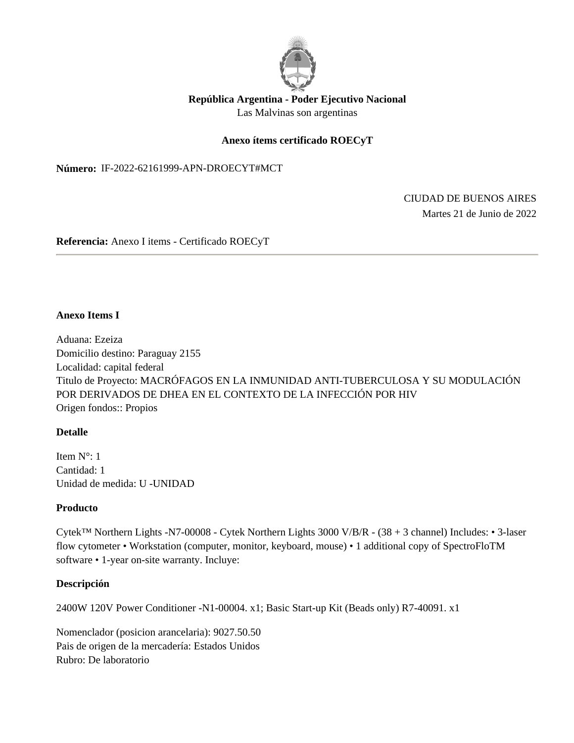**República Argentina - Poder Ejecutivo Nacional**
Las Malvinas son argentinas

# Anexo ítems certificado ROECyT

**Número:** IF-2022-62161999-APN-DROECYT#MCT

CIUDAD DE BUENOS AIRES
Martes 21 de Junio de 2022

**Referencia:** Anexo I items - Certificado ROECyT

---

## Anexo Items I

Aduana: Ezeiza
Domicilio destino: Paraguay 2155
Localidad: capital federal
Titulo de Proyecto: MACRÓFAGOS EN LA INMUNIDAD ANTI-TUBERCULOSA Y SU MODULACIÓN POR DERIVADOS DE DHEA EN EL CONTEXTO DE LA INFECCIÓN POR HIV
Origen fondos:: Propios

### Detalle

Item N°: 1
Cantidad: 1
Unidad de medida: U -UNIDAD

### Producto

Cytek™ Northern Lights -N7-00008 - Cytek Northern Lights 3000 V/B/R - (38 + 3 channel) Includes: • 3-laser flow cytometer • Workstation (computer, monitor, keyboard, mouse) • 1 additional copy of SpectroFloTM software • 1-year on-site warranty. Incluye:

### Descripción

2400W 120V Power Conditioner -N1-00004. x1; Basic Start-up Kit (Beads only) R7-40091. x1

Nomenclador (posicion arancelaria): 9027.50.50
Pais de origen de la mercadería: Estados Unidos
Rubro: De laboratorio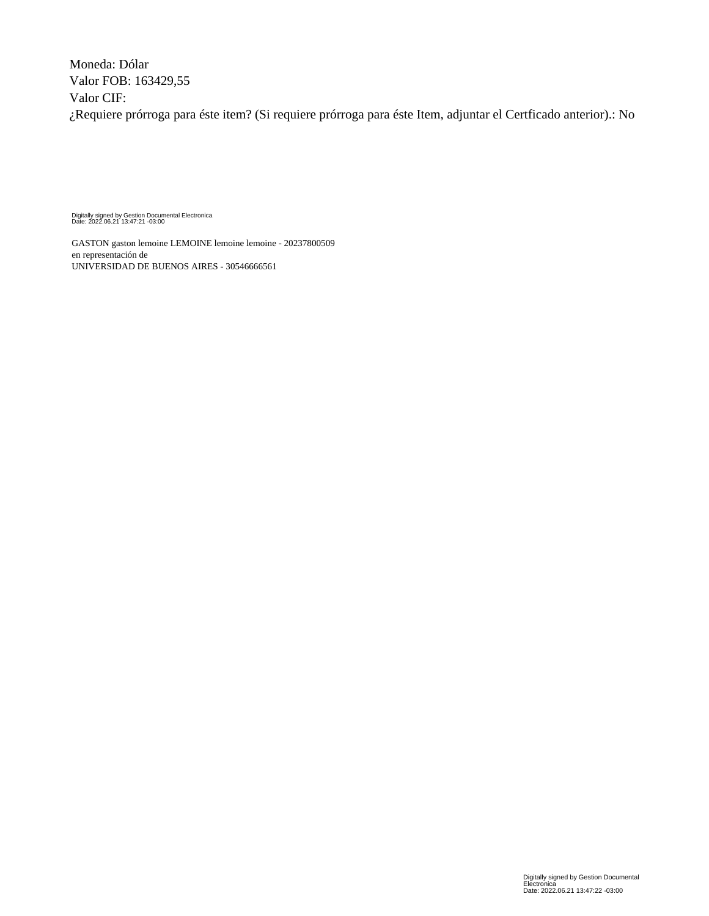Moneda: Dólar
Valor FOB: 163429,55
Valor CIF:
¿Requiere prórroga para éste item? (Si requiere prórroga para éste Item, adjuntar el Certficado anterior).: No

Digitally signed by Gestion Documental Electronica
Date: 2022.06.21 13:47:21 -03:00

GASTON gaston lemoine LEMOINE lemoine lemoine - 20237800509
en representación de
UNIVERSIDAD DE BUENOS AIRES - 30546666561

Digitally signed by Gestion Documental Electronica
Date: 2022.06.21 13:47:22 -03:00